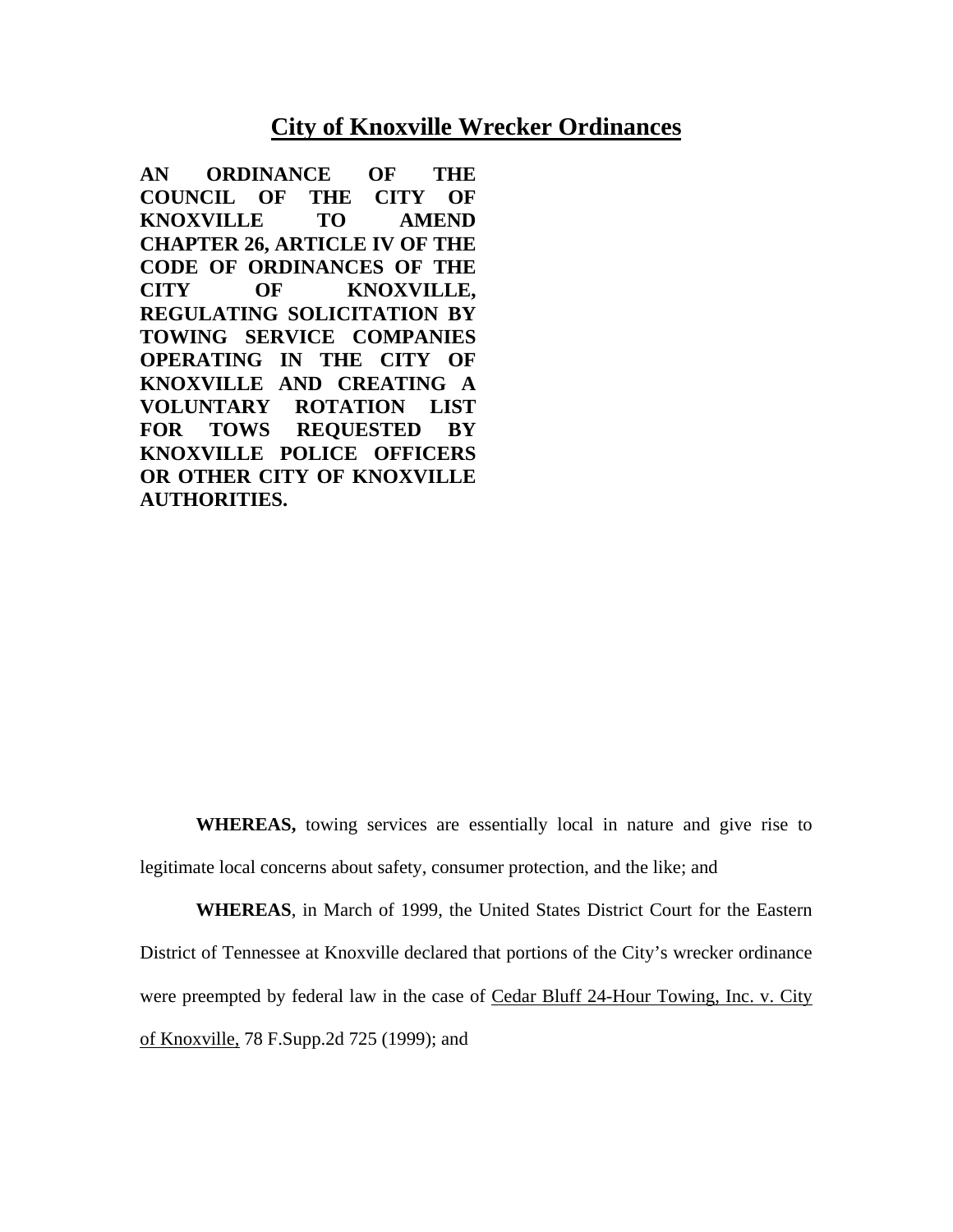# City of Knoxville Wrecker Ordinances

**AN ORDINANCE OF THE COUNCIL OF THE CITY OF KNOXVILLE TO AMEND CHAPTER 26, ARTICLE IV OF THE CODE OF ORDINANCES OF THE CITY OF KNOXVILLE, REGULATING SOLICITATION BY TOWING SERVICE COMPANIES OPERATING IN THE CITY OF KNOXVILLE AND CREATING A VOLUNTARY ROTATION LIST FOR TOWS REQUESTED BY KNOXVILLE POLICE OFFICERS OR OTHER CITY OF KNOXVILLE AUTHORITIES.**

**WHEREAS,** towing services are essentially local in nature and give rise to legitimate local concerns about safety, consumer protection, and the like; and

**WHEREAS**, in March of 1999, the United States District Court for the Eastern District of Tennessee at Knoxville declared that portions of the City's wrecker ordinance were preempted by federal law in the case of Cedar Bluff 24-Hour Towing, Inc. v. City of Knoxville, 78 F.Supp.2d 725 (1999); and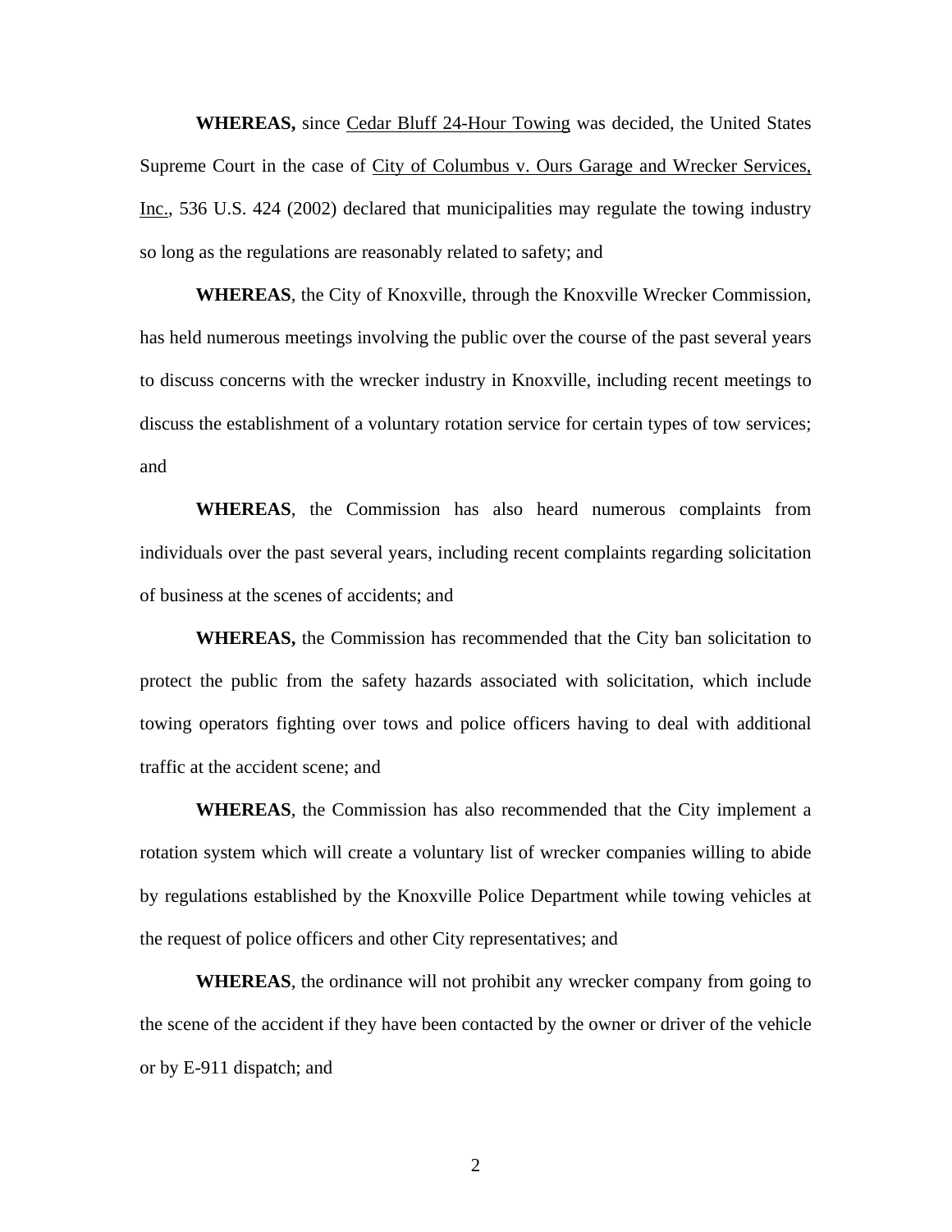**WHEREAS,** since Cedar Bluff 24-Hour Towing was decided, the United States Supreme Court in the case of City of Columbus v. Ours Garage and Wrecker Services, Inc., 536 U.S. 424 (2002) declared that municipalities may regulate the towing industry so long as the regulations are reasonably related to safety; and

**WHEREAS**, the City of Knoxville, through the Knoxville Wrecker Commission, has held numerous meetings involving the public over the course of the past several years to discuss concerns with the wrecker industry in Knoxville, including recent meetings to discuss the establishment of a voluntary rotation service for certain types of tow services; and

**WHEREAS**, the Commission has also heard numerous complaints from individuals over the past several years, including recent complaints regarding solicitation of business at the scenes of accidents; and

**WHEREAS,** the Commission has recommended that the City ban solicitation to protect the public from the safety hazards associated with solicitation, which include towing operators fighting over tows and police officers having to deal with additional traffic at the accident scene; and

**WHEREAS**, the Commission has also recommended that the City implement a rotation system which will create a voluntary list of wrecker companies willing to abide by regulations established by the Knoxville Police Department while towing vehicles at the request of police officers and other City representatives; and

**WHEREAS**, the ordinance will not prohibit any wrecker company from going to the scene of the accident if they have been contacted by the owner or driver of the vehicle or by E-911 dispatch; and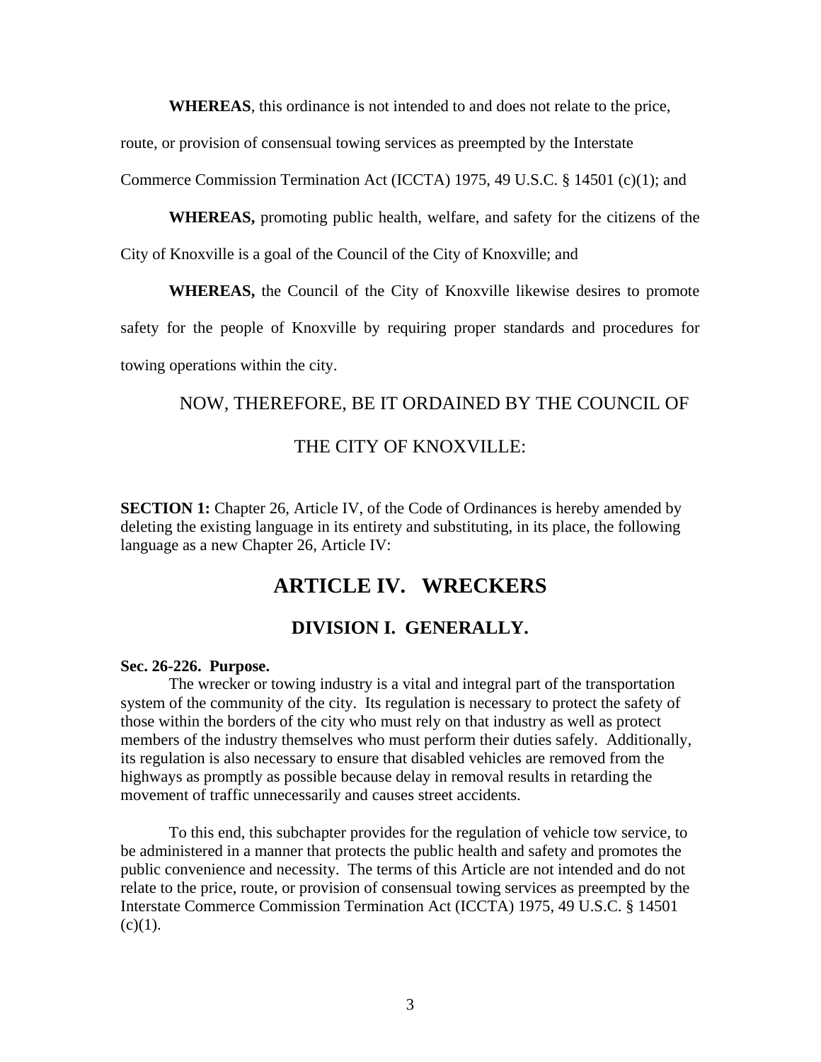**WHEREAS**, this ordinance is not intended to and does not relate to the price, route, or provision of consensual towing services as preempted by the Interstate Commerce Commission Termination Act (ICCTA) 1975, 49 U.S.C. § 14501 (c)(1); and

**WHEREAS,** promoting public health, welfare, and safety for the citizens of the City of Knoxville is a goal of the Council of the City of Knoxville; and

**WHEREAS,** the Council of the City of Knoxville likewise desires to promote safety for the people of Knoxville by requiring proper standards and procedures for towing operations within the city.

NOW, THEREFORE, BE IT ORDAINED BY THE COUNCIL OF THE CITY OF KNOXVILLE:

**SECTION 1:** Chapter 26, Article IV, of the Code of Ordinances is hereby amended by deleting the existing language in its entirety and substituting, in its place, the following language as a new Chapter 26, Article IV:

# ARTICLE IV. WRECKERS

## DIVISION I. GENERALLY.

**Sec. 26-226. Purpose.**

The wrecker or towing industry is a vital and integral part of the transportation system of the community of the city. Its regulation is necessary to protect the safety of those within the borders of the city who must rely on that industry as well as protect members of the industry themselves who must perform their duties safely. Additionally, its regulation is also necessary to ensure that disabled vehicles are removed from the highways as promptly as possible because delay in removal results in retarding the movement of traffic unnecessarily and causes street accidents.

To this end, this subchapter provides for the regulation of vehicle tow service, to be administered in a manner that protects the public health and safety and promotes the public convenience and necessity. The terms of this Article are not intended and do not relate to the price, route, or provision of consensual towing services as preempted by the Interstate Commerce Commission Termination Act (ICCTA) 1975, 49 U.S.C. § 14501 (c)(1).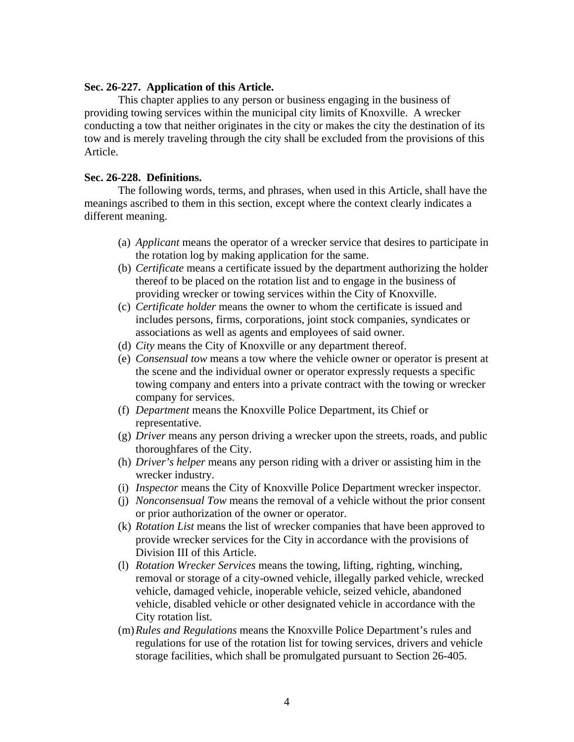**Sec. 26-227. Application of this Article.**

This chapter applies to any person or business engaging in the business of providing towing services within the municipal city limits of Knoxville. A wrecker conducting a tow that neither originates in the city or makes the city the destination of its tow and is merely traveling through the city shall be excluded from the provisions of this Article.

**Sec. 26-228. Definitions.**

The following words, terms, and phrases, when used in this Article, shall have the meanings ascribed to them in this section, except where the context clearly indicates a different meaning.

(a) *Applicant* means the operator of a wrecker service that desires to participate in the rotation log by making application for the same.
(b) *Certificate* means a certificate issued by the department authorizing the holder thereof to be placed on the rotation list and to engage in the business of providing wrecker or towing services within the City of Knoxville.
(c) *Certificate holder* means the owner to whom the certificate is issued and includes persons, firms, corporations, joint stock companies, syndicates or associations as well as agents and employees of said owner.
(d) *City* means the City of Knoxville or any department thereof.
(e) *Consensual tow* means a tow where the vehicle owner or operator is present at the scene and the individual owner or operator expressly requests a specific towing company and enters into a private contract with the towing or wrecker company for services.
(f) *Department* means the Knoxville Police Department, its Chief or representative.
(g) *Driver* means any person driving a wrecker upon the streets, roads, and public thoroughfares of the City.
(h) *Driver's helper* means any person riding with a driver or assisting him in the wrecker industry.
(i) *Inspector* means the City of Knoxville Police Department wrecker inspector.
(j) *Nonconsensual Tow* means the removal of a vehicle without the prior consent or prior authorization of the owner or operator.
(k) *Rotation List* means the list of wrecker companies that have been approved to provide wrecker services for the City in accordance with the provisions of Division III of this Article.
(l) *Rotation Wrecker Services* means the towing, lifting, righting, winching, removal or storage of a city-owned vehicle, illegally parked vehicle, wrecked vehicle, damaged vehicle, inoperable vehicle, seized vehicle, abandoned vehicle, disabled vehicle or other designated vehicle in accordance with the City rotation list.
(m) *Rules and Regulations* means the Knoxville Police Department's rules and regulations for use of the rotation list for towing services, drivers and vehicle storage facilities, which shall be promulgated pursuant to Section 26-405.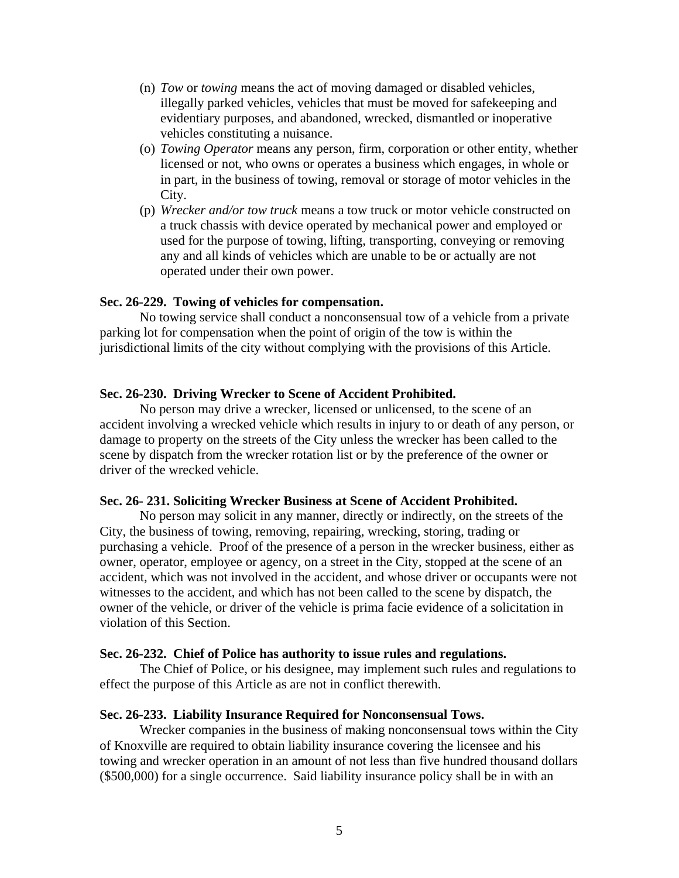(n) *Tow* or *towing* means the act of moving damaged or disabled vehicles, illegally parked vehicles, vehicles that must be moved for safekeeping and evidentiary purposes, and abandoned, wrecked, dismantled or inoperative vehicles constituting a nuisance.

(o) *Towing Operator* means any person, firm, corporation or other entity, whether licensed or not, who owns or operates a business which engages, in whole or in part, in the business of towing, removal or storage of motor vehicles in the City.

(p) *Wrecker and/or tow truck* means a tow truck or motor vehicle constructed on a truck chassis with device operated by mechanical power and employed or used for the purpose of towing, lifting, transporting, conveying or removing any and all kinds of vehicles which are unable to be or actually are not operated under their own power.

**Sec. 26-229. Towing of vehicles for compensation.**

No towing service shall conduct a nonconsensual tow of a vehicle from a private parking lot for compensation when the point of origin of the tow is within the jurisdictional limits of the city without complying with the provisions of this Article.

**Sec. 26-230. Driving Wrecker to Scene of Accident Prohibited.**

No person may drive a wrecker, licensed or unlicensed, to the scene of an accident involving a wrecked vehicle which results in injury to or death of any person, or damage to property on the streets of the City unless the wrecker has been called to the scene by dispatch from the wrecker rotation list or by the preference of the owner or driver of the wrecked vehicle.

**Sec. 26- 231. Soliciting Wrecker Business at Scene of Accident Prohibited.**

No person may solicit in any manner, directly or indirectly, on the streets of the City, the business of towing, removing, repairing, wrecking, storing, trading or purchasing a vehicle. Proof of the presence of a person in the wrecker business, either as owner, operator, employee or agency, on a street in the City, stopped at the scene of an accident, which was not involved in the accident, and whose driver or occupants were not witnesses to the accident, and which has not been called to the scene by dispatch, the owner of the vehicle, or driver of the vehicle is prima facie evidence of a solicitation in violation of this Section.

**Sec. 26-232. Chief of Police has authority to issue rules and regulations.**

The Chief of Police, or his designee, may implement such rules and regulations to effect the purpose of this Article as are not in conflict therewith.

**Sec. 26-233. Liability Insurance Required for Nonconsensual Tows.**

Wrecker companies in the business of making nonconsensual tows within the City of Knoxville are required to obtain liability insurance covering the licensee and his towing and wrecker operation in an amount of not less than five hundred thousand dollars ($500,000) for a single occurrence. Said liability insurance policy shall be in with an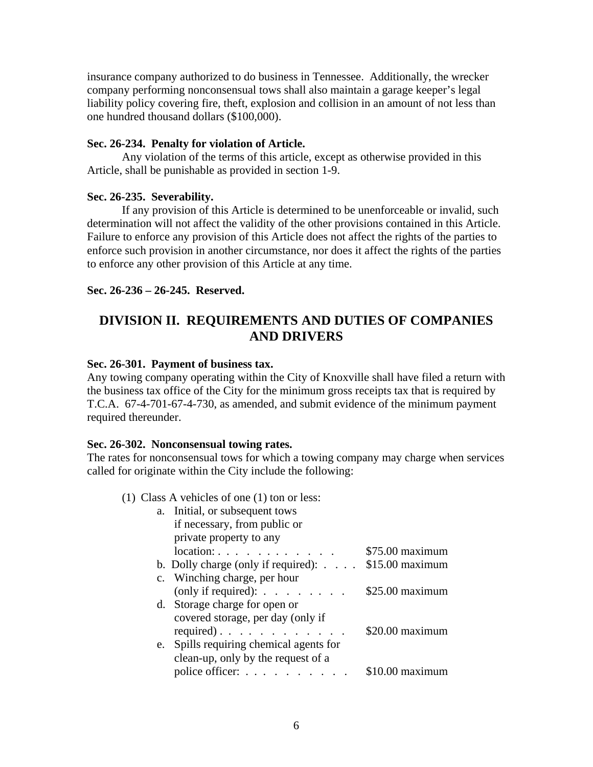insurance company authorized to do business in Tennessee. Additionally, the wrecker company performing nonconsensual tows shall also maintain a garage keeper's legal liability policy covering fire, theft, explosion and collision in an amount of not less than one hundred thousand dollars ($100,000).

**Sec. 26-234. Penalty for violation of Article.**

Any violation of the terms of this article, except as otherwise provided in this Article, shall be punishable as provided in section 1-9.

**Sec. 26-235. Severability.**

If any provision of this Article is determined to be unenforceable or invalid, such determination will not affect the validity of the other provisions contained in this Article. Failure to enforce any provision of this Article does not affect the rights of the parties to enforce such provision in another circumstance, nor does it affect the rights of the parties to enforce any other provision of this Article at any time.

**Sec. 26-236 – 26-245. Reserved.**

## DIVISION II. REQUIREMENTS AND DUTIES OF COMPANIES AND DRIVERS

**Sec. 26-301. Payment of business tax.**

Any towing company operating within the City of Knoxville shall have filed a return with the business tax office of the City for the minimum gross receipts tax that is required by T.C.A. 67-4-701-67-4-730, as amended, and submit evidence of the minimum payment required thereunder.

**Sec. 26-302. Nonconsensual towing rates.**

The rates for nonconsensual tows for which a towing company may charge when services called for originate within the City include the following:

(1) Class A vehicles of one (1) ton or less:

| | |
|---|---|
| a. Initial, or subsequent tows if necessary, from public or private property to any location: | $75.00 maximum |
| b. Dolly charge (only if required): | $15.00 maximum |
| c. Winching charge, per hour (only if required): | $25.00 maximum |
| d. Storage charge for open or covered storage, per day (only if required) | $20.00 maximum |
| e. Spills requiring chemical agents for clean-up, only by the request of a police officer: | $10.00 maximum |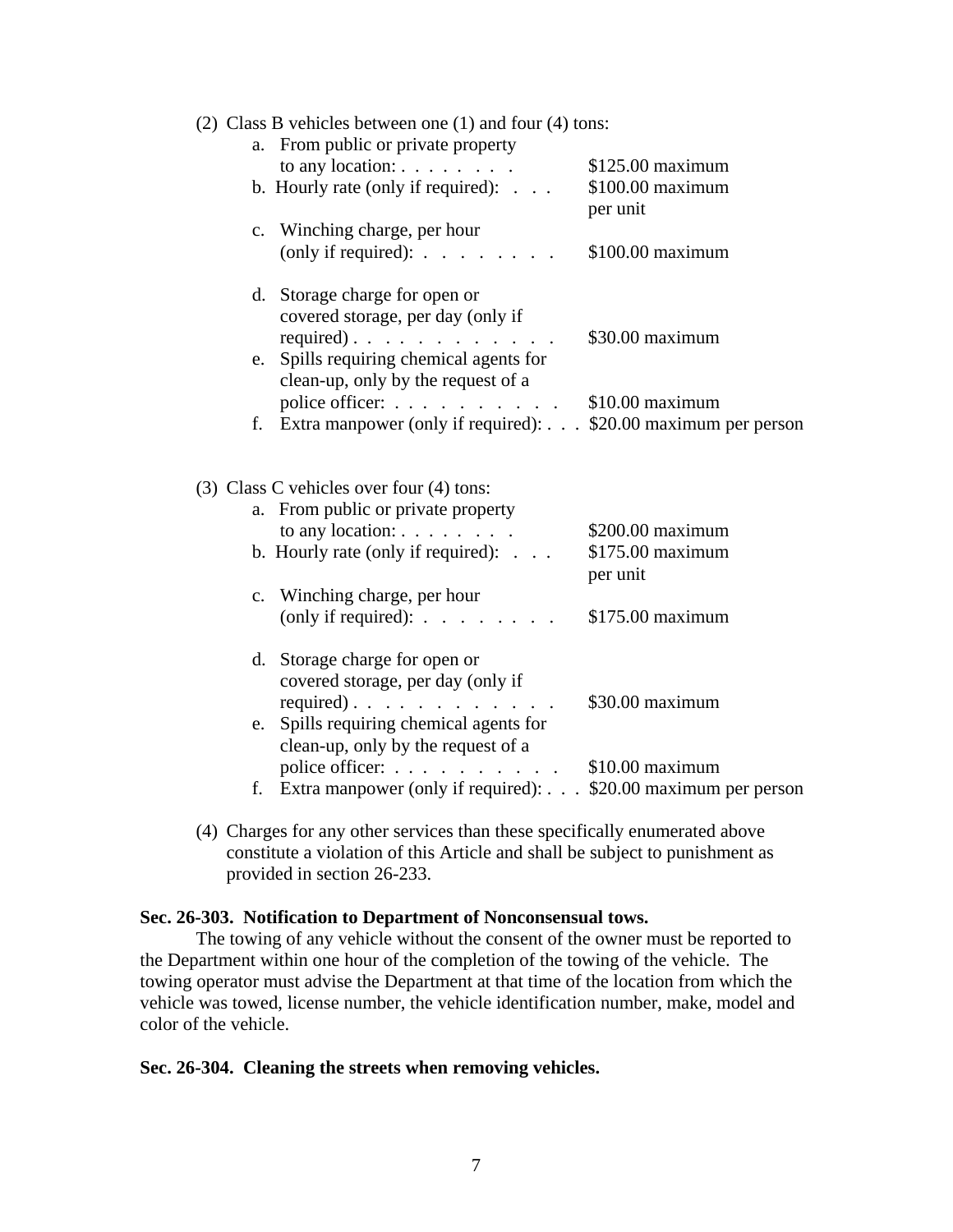(2) Class B vehicles between one (1) and four (4) tons:

a. From public or private property to any location: . . . . . . . . $125.00 maximum

b. Hourly rate (only if required): . . . $100.00 maximum per unit

c. Winching charge, per hour (only if required): . . . . . . . . $100.00 maximum

d. Storage charge for open or covered storage, per day (only if required) . . . . . . . . . . . . $30.00 maximum

e. Spills requiring chemical agents for clean-up, only by the request of a police officer: . . . . . . . . . . $10.00 maximum

f. Extra manpower (only if required): . . . $20.00 maximum per person

(3) Class C vehicles over four (4) tons:

a. From public or private property to any location: . . . . . . . . $200.00 maximum

b. Hourly rate (only if required): . . . $175.00 maximum per unit

c. Winching charge, per hour (only if required): . . . . . . . . $175.00 maximum

d. Storage charge for open or covered storage, per day (only if required) . . . . . . . . . . . . $30.00 maximum

e. Spills requiring chemical agents for clean-up, only by the request of a police officer: . . . . . . . . . . $10.00 maximum

f. Extra manpower (only if required): . . . $20.00 maximum per person

(4) Charges for any other services than these specifically enumerated above constitute a violation of this Article and shall be subject to punishment as provided in section 26-233.

**Sec. 26-303. Notification to Department of Nonconsensual tows.**

The towing of any vehicle without the consent of the owner must be reported to the Department within one hour of the completion of the towing of the vehicle. The towing operator must advise the Department at that time of the location from which the vehicle was towed, license number, the vehicle identification number, make, model and color of the vehicle.

**Sec. 26-304. Cleaning the streets when removing vehicles.**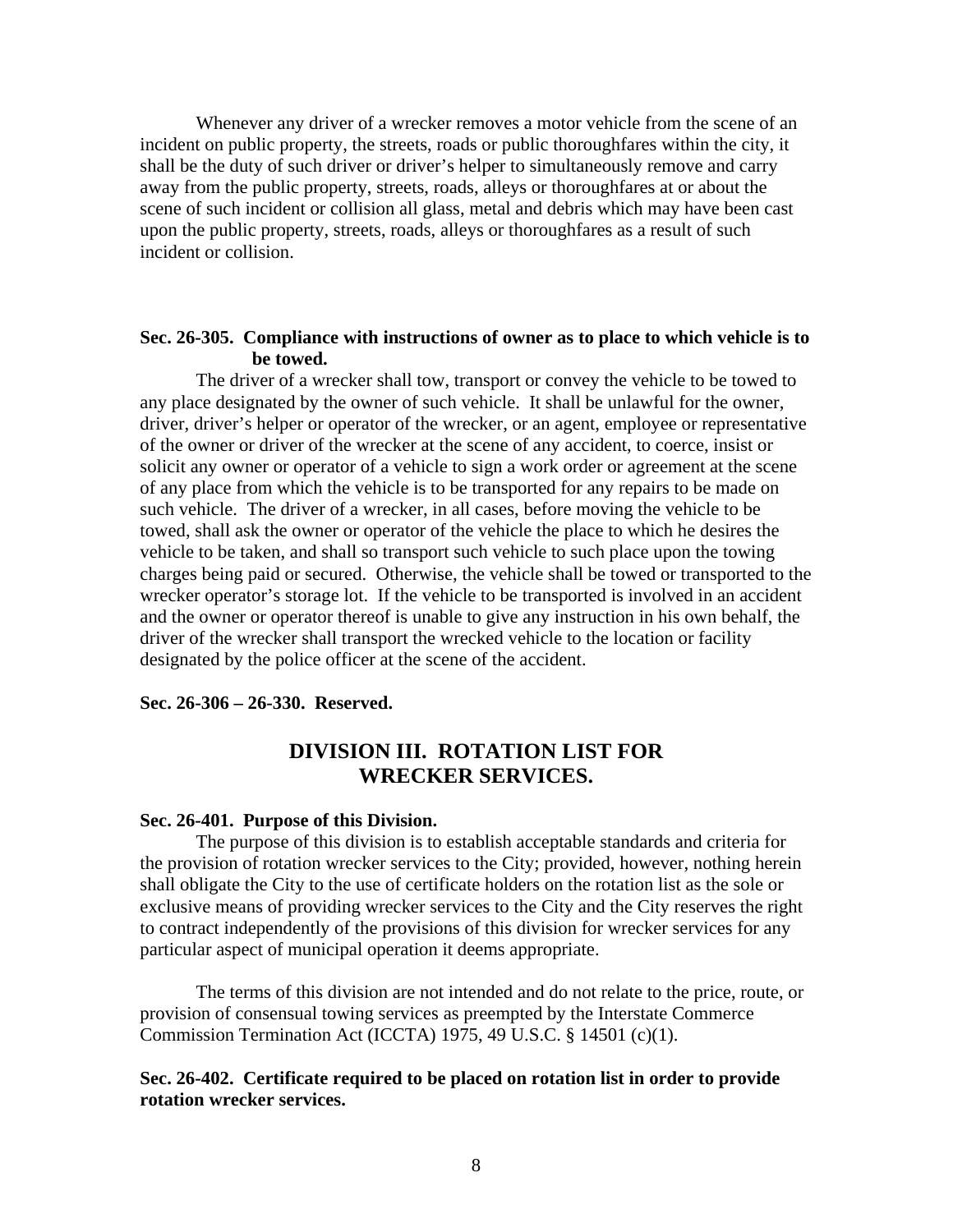Whenever any driver of a wrecker removes a motor vehicle from the scene of an incident on public property, the streets, roads or public thoroughfares within the city, it shall be the duty of such driver or driver's helper to simultaneously remove and carry away from the public property, streets, roads, alleys or thoroughfares at or about the scene of such incident or collision all glass, metal and debris which may have been cast upon the public property, streets, roads, alleys or thoroughfares as a result of such incident or collision.

**Sec. 26-305. Compliance with instructions of owner as to place to which vehicle is to be towed.**

The driver of a wrecker shall tow, transport or convey the vehicle to be towed to any place designated by the owner of such vehicle. It shall be unlawful for the owner, driver, driver's helper or operator of the wrecker, or an agent, employee or representative of the owner or driver of the wrecker at the scene of any accident, to coerce, insist or solicit any owner or operator of a vehicle to sign a work order or agreement at the scene of any place from which the vehicle is to be transported for any repairs to be made on such vehicle. The driver of a wrecker, in all cases, before moving the vehicle to be towed, shall ask the owner or operator of the vehicle the place to which he desires the vehicle to be taken, and shall so transport such vehicle to such place upon the towing charges being paid or secured. Otherwise, the vehicle shall be towed or transported to the wrecker operator's storage lot. If the vehicle to be transported is involved in an accident and the owner or operator thereof is unable to give any instruction in his own behalf, the driver of the wrecker shall transport the wrecked vehicle to the location or facility designated by the police officer at the scene of the accident.

**Sec. 26-306 – 26-330. Reserved.**

## DIVISION III. ROTATION LIST FOR WRECKER SERVICES.

**Sec. 26-401. Purpose of this Division.**

The purpose of this division is to establish acceptable standards and criteria for the provision of rotation wrecker services to the City; provided, however, nothing herein shall obligate the City to the use of certificate holders on the rotation list as the sole or exclusive means of providing wrecker services to the City and the City reserves the right to contract independently of the provisions of this division for wrecker services for any particular aspect of municipal operation it deems appropriate.

The terms of this division are not intended and do not relate to the price, route, or provision of consensual towing services as preempted by the Interstate Commerce Commission Termination Act (ICCTA) 1975, 49 U.S.C. § 14501 (c)(1).

**Sec. 26-402. Certificate required to be placed on rotation list in order to provide rotation wrecker services.**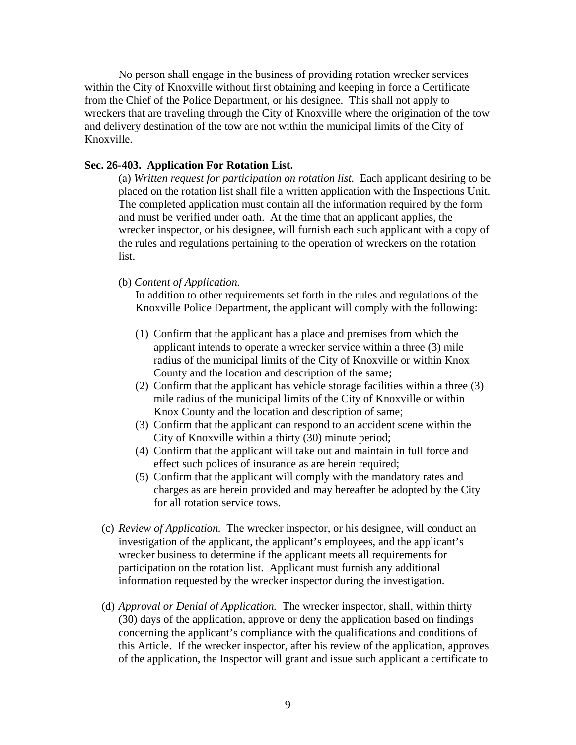No person shall engage in the business of providing rotation wrecker services within the City of Knoxville without first obtaining and keeping in force a Certificate from the Chief of the Police Department, or his designee. This shall not apply to wreckers that are traveling through the City of Knoxville where the origination of the tow and delivery destination of the tow are not within the municipal limits of the City of Knoxville.

**Sec. 26-403. Application For Rotation List.**

(a) *Written request for participation on rotation list.* Each applicant desiring to be placed on the rotation list shall file a written application with the Inspections Unit. The completed application must contain all the information required by the form and must be verified under oath. At the time that an applicant applies, the wrecker inspector, or his designee, will furnish each such applicant with a copy of the rules and regulations pertaining to the operation of wreckers on the rotation list.

(b) *Content of Application.*

In addition to other requirements set forth in the rules and regulations of the Knoxville Police Department, the applicant will comply with the following:

(1) Confirm that the applicant has a place and premises from which the applicant intends to operate a wrecker service within a three (3) mile radius of the municipal limits of the City of Knoxville or within Knox County and the location and description of the same;
(2) Confirm that the applicant has vehicle storage facilities within a three (3) mile radius of the municipal limits of the City of Knoxville or within Knox County and the location and description of same;
(3) Confirm that the applicant can respond to an accident scene within the City of Knoxville within a thirty (30) minute period;
(4) Confirm that the applicant will take out and maintain in full force and effect such polices of insurance as are herein required;
(5) Confirm that the applicant will comply with the mandatory rates and charges as are herein provided and may hereafter be adopted by the City for all rotation service tows.

(c) *Review of Application.* The wrecker inspector, or his designee, will conduct an investigation of the applicant, the applicant's employees, and the applicant's wrecker business to determine if the applicant meets all requirements for participation on the rotation list. Applicant must furnish any additional information requested by the wrecker inspector during the investigation.

(d) *Approval or Denial of Application.* The wrecker inspector, shall, within thirty (30) days of the application, approve or deny the application based on findings concerning the applicant's compliance with the qualifications and conditions of this Article. If the wrecker inspector, after his review of the application, approves of the application, the Inspector will grant and issue such applicant a certificate to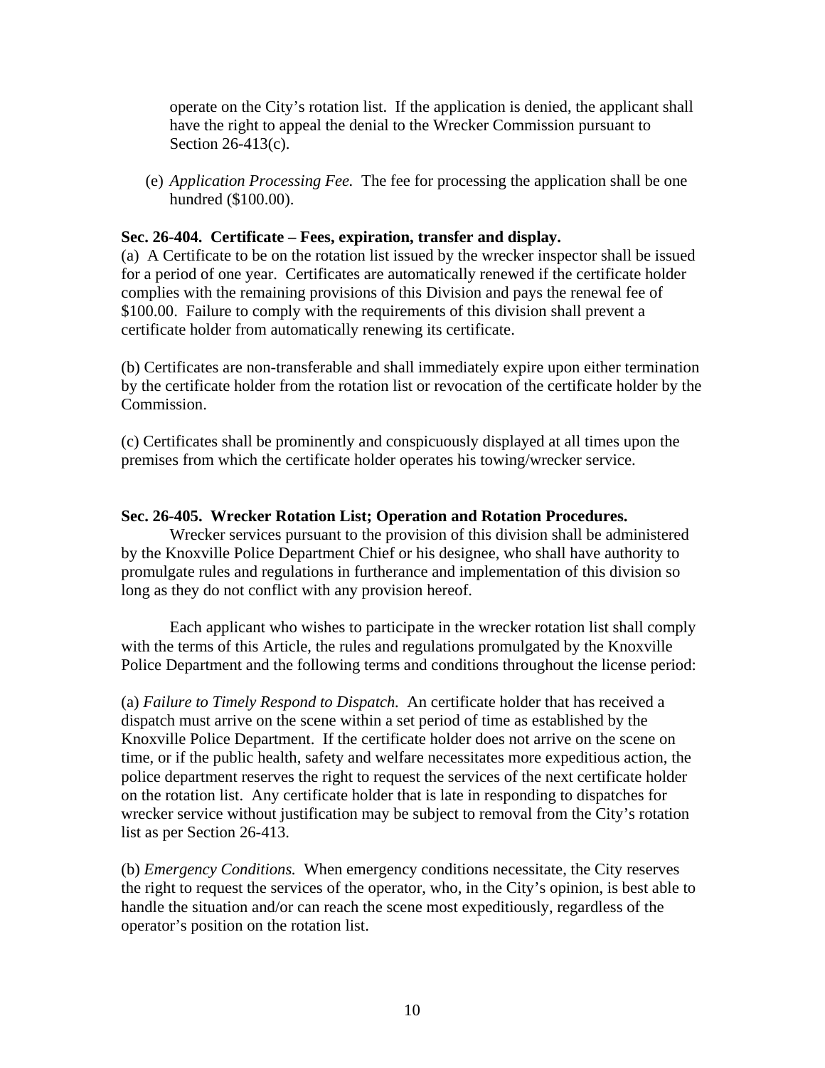operate on the City's rotation list. If the application is denied, the applicant shall have the right to appeal the denial to the Wrecker Commission pursuant to Section 26-413(c).

(e) *Application Processing Fee.* The fee for processing the application shall be one hundred ($100.00).

**Sec. 26-404. Certificate – Fees, expiration, transfer and display.**

(a) A Certificate to be on the rotation list issued by the wrecker inspector shall be issued for a period of one year. Certificates are automatically renewed if the certificate holder complies with the remaining provisions of this Division and pays the renewal fee of $100.00. Failure to comply with the requirements of this division shall prevent a certificate holder from automatically renewing its certificate.

(b) Certificates are non-transferable and shall immediately expire upon either termination by the certificate holder from the rotation list or revocation of the certificate holder by the Commission.

(c) Certificates shall be prominently and conspicuously displayed at all times upon the premises from which the certificate holder operates his towing/wrecker service.

**Sec. 26-405. Wrecker Rotation List; Operation and Rotation Procedures.**

Wrecker services pursuant to the provision of this division shall be administered by the Knoxville Police Department Chief or his designee, who shall have authority to promulgate rules and regulations in furtherance and implementation of this division so long as they do not conflict with any provision hereof.

Each applicant who wishes to participate in the wrecker rotation list shall comply with the terms of this Article, the rules and regulations promulgated by the Knoxville Police Department and the following terms and conditions throughout the license period:

(a) *Failure to Timely Respond to Dispatch.* An certificate holder that has received a dispatch must arrive on the scene within a set period of time as established by the Knoxville Police Department. If the certificate holder does not arrive on the scene on time, or if the public health, safety and welfare necessitates more expeditious action, the police department reserves the right to request the services of the next certificate holder on the rotation list. Any certificate holder that is late in responding to dispatches for wrecker service without justification may be subject to removal from the City's rotation list as per Section 26-413.

(b) *Emergency Conditions.* When emergency conditions necessitate, the City reserves the right to request the services of the operator, who, in the City's opinion, is best able to handle the situation and/or can reach the scene most expeditiously, regardless of the operator's position on the rotation list.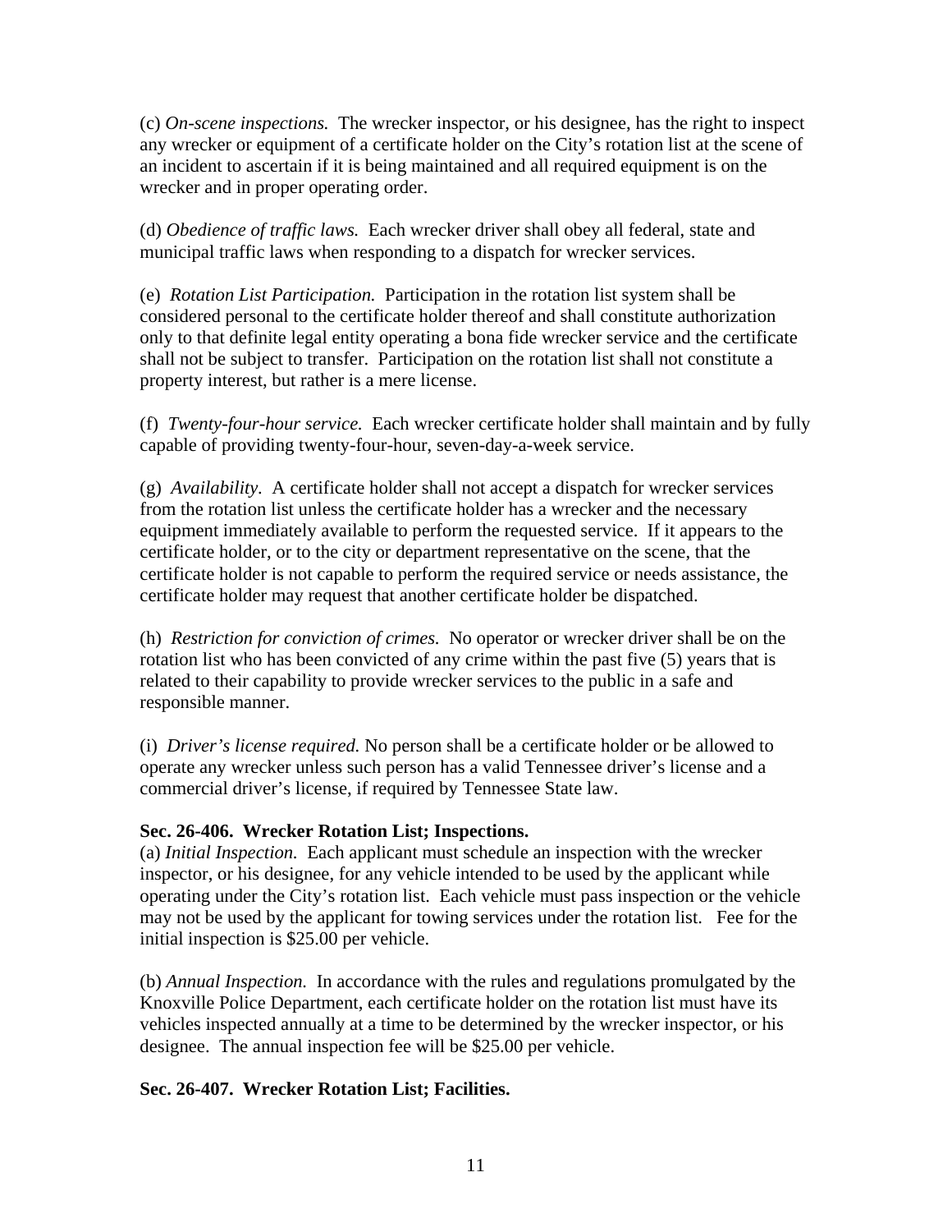(c) *On-scene inspections.* The wrecker inspector, or his designee, has the right to inspect any wrecker or equipment of a certificate holder on the City's rotation list at the scene of an incident to ascertain if it is being maintained and all required equipment is on the wrecker and in proper operating order.

(d) *Obedience of traffic laws.* Each wrecker driver shall obey all federal, state and municipal traffic laws when responding to a dispatch for wrecker services.

(e) *Rotation List Participation.* Participation in the rotation list system shall be considered personal to the certificate holder thereof and shall constitute authorization only to that definite legal entity operating a bona fide wrecker service and the certificate shall not be subject to transfer. Participation on the rotation list shall not constitute a property interest, but rather is a mere license.

(f) *Twenty-four-hour service.* Each wrecker certificate holder shall maintain and by fully capable of providing twenty-four-hour, seven-day-a-week service.

(g) *Availability.* A certificate holder shall not accept a dispatch for wrecker services from the rotation list unless the certificate holder has a wrecker and the necessary equipment immediately available to perform the requested service. If it appears to the certificate holder, or to the city or department representative on the scene, that the certificate holder is not capable to perform the required service or needs assistance, the certificate holder may request that another certificate holder be dispatched.

(h) *Restriction for conviction of crimes.* No operator or wrecker driver shall be on the rotation list who has been convicted of any crime within the past five (5) years that is related to their capability to provide wrecker services to the public in a safe and responsible manner.

(i) *Driver's license required.* No person shall be a certificate holder or be allowed to operate any wrecker unless such person has a valid Tennessee driver's license and a commercial driver's license, if required by Tennessee State law.

**Sec. 26-406. Wrecker Rotation List; Inspections.**

(a) *Initial Inspection.* Each applicant must schedule an inspection with the wrecker inspector, or his designee, for any vehicle intended to be used by the applicant while operating under the City's rotation list. Each vehicle must pass inspection or the vehicle may not be used by the applicant for towing services under the rotation list. Fee for the initial inspection is $25.00 per vehicle.

(b) *Annual Inspection.* In accordance with the rules and regulations promulgated by the Knoxville Police Department, each certificate holder on the rotation list must have its vehicles inspected annually at a time to be determined by the wrecker inspector, or his designee. The annual inspection fee will be $25.00 per vehicle.

**Sec. 26-407. Wrecker Rotation List; Facilities.**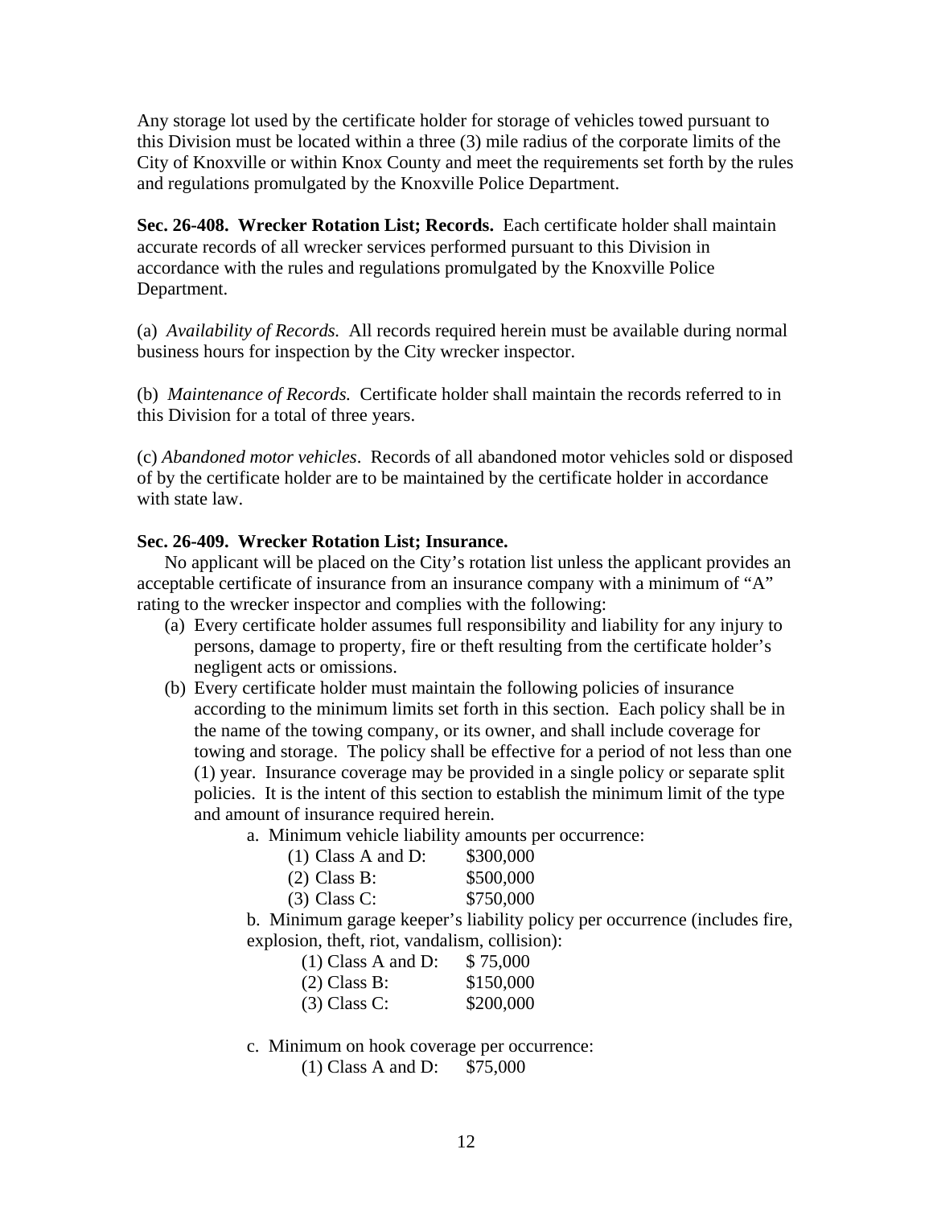Any storage lot used by the certificate holder for storage of vehicles towed pursuant to this Division must be located within a three (3) mile radius of the corporate limits of the City of Knoxville or within Knox County and meet the requirements set forth by the rules and regulations promulgated by the Knoxville Police Department.

**Sec. 26-408. Wrecker Rotation List; Records.** Each certificate holder shall maintain accurate records of all wrecker services performed pursuant to this Division in accordance with the rules and regulations promulgated by the Knoxville Police Department.

(a) *Availability of Records.* All records required herein must be available during normal business hours for inspection by the City wrecker inspector.

(b) *Maintenance of Records.* Certificate holder shall maintain the records referred to in this Division for a total of three years.

(c) *Abandoned motor vehicles*. Records of all abandoned motor vehicles sold or disposed of by the certificate holder are to be maintained by the certificate holder in accordance with state law.

**Sec. 26-409. Wrecker Rotation List; Insurance.**

No applicant will be placed on the City's rotation list unless the applicant provides an acceptable certificate of insurance from an insurance company with a minimum of "A" rating to the wrecker inspector and complies with the following:

(a) Every certificate holder assumes full responsibility and liability for any injury to persons, damage to property, fire or theft resulting from the certificate holder's negligent acts or omissions.

(b) Every certificate holder must maintain the following policies of insurance according to the minimum limits set forth in this section. Each policy shall be in the name of the towing company, or its owner, and shall include coverage for towing and storage. The policy shall be effective for a period of not less than one (1) year. Insurance coverage may be provided in a single policy or separate split policies. It is the intent of this section to establish the minimum limit of the type and amount of insurance required herein.

a. Minimum vehicle liability amounts per occurrence:

(1) Class A and D: $300,000
(2) Class B: $500,000
(3) Class C: $750,000

b. Minimum garage keeper's liability policy per occurrence (includes fire, explosion, theft, riot, vandalism, collision):

(1) Class A and D: $ 75,000
(2) Class B: $150,000
(3) Class C: $200,000

c. Minimum on hook coverage per occurrence:

(1) Class A and D: $75,000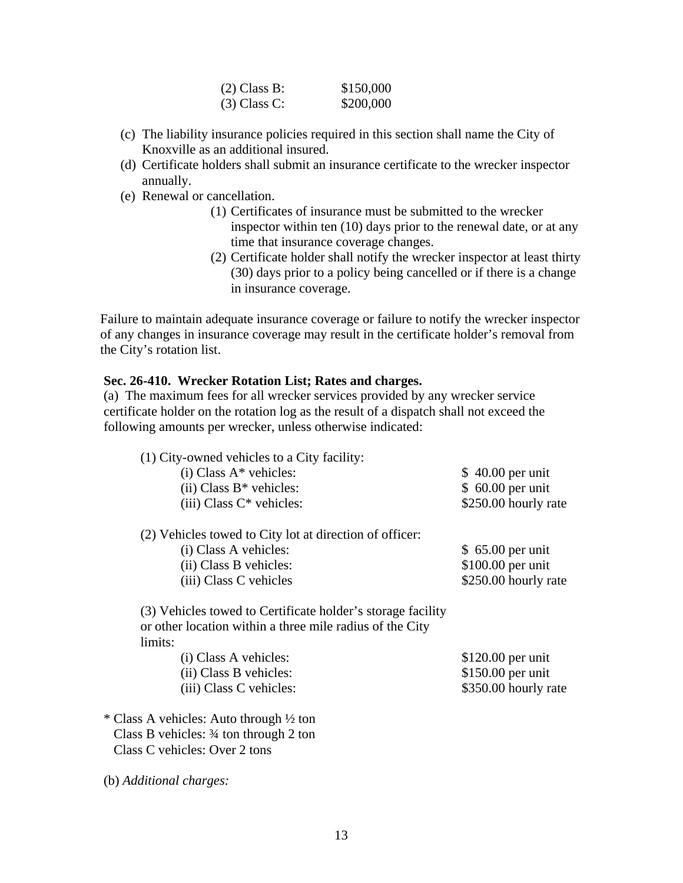(2) Class B: $150,000
(3) Class C: $200,000

(c) The liability insurance policies required in this section shall name the City of Knoxville as an additional insured.
(d) Certificate holders shall submit an insurance certificate to the wrecker inspector annually.
(e) Renewal or cancellation.
    (1) Certificates of insurance must be submitted to the wrecker inspector within ten (10) days prior to the renewal date, or at any time that insurance coverage changes.
    (2) Certificate holder shall notify the wrecker inspector at least thirty (30) days prior to a policy being cancelled or if there is a change in insurance coverage.

Failure to maintain adequate insurance coverage or failure to notify the wrecker inspector of any changes in insurance coverage may result in the certificate holder's removal from the City's rotation list.

**Sec. 26-410. Wrecker Rotation List; Rates and charges.**

(a) The maximum fees for all wrecker services provided by any wrecker service certificate holder on the rotation log as the result of a dispatch shall not exceed the following amounts per wrecker, unless otherwise indicated:

(1) City-owned vehicles to a City facility:

| | |
|---|---|
| (i) Class A* vehicles: | $ 40.00 per unit |
| (ii) Class B* vehicles: | $ 60.00 per unit |
| (iii) Class C* vehicles: | $250.00 hourly rate |

(2) Vehicles towed to City lot at direction of officer:

| | |
|---|---|
| (i) Class A vehicles: | $ 65.00 per unit |
| (ii) Class B vehicles: | $100.00 per unit |
| (iii) Class C vehicles | $250.00 hourly rate |

(3) Vehicles towed to Certificate holder's storage facility or other location within a three mile radius of the City limits:

| | |
|---|---|
| (i) Class A vehicles: | $120.00 per unit |
| (ii) Class B vehicles: | $150.00 per unit |
| (iii) Class C vehicles: | $350.00 hourly rate |

\* Class A vehicles: Auto through ½ ton
Class B vehicles: ¾ ton through 2 ton
Class C vehicles: Over 2 tons

(b) *Additional charges:*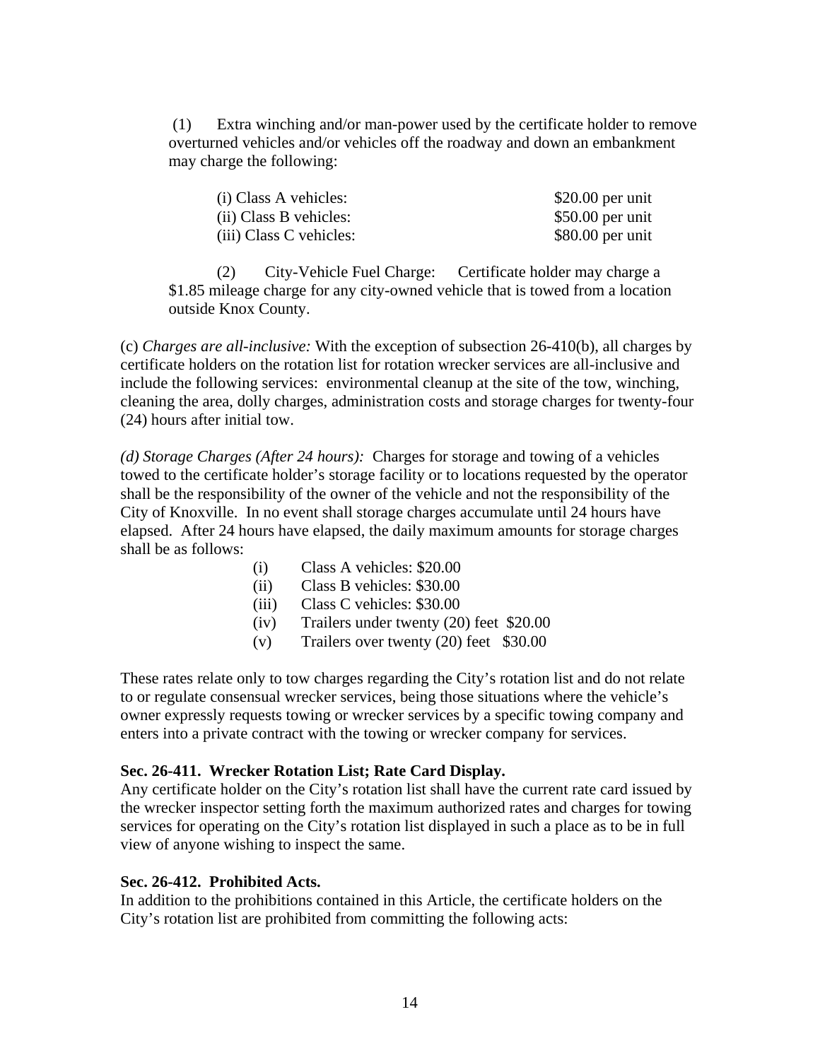(1) Extra winching and/or man-power used by the certificate holder to remove overturned vehicles and/or vehicles off the roadway and down an embankment may charge the following:

| | |
|---|---|
| (i) Class A vehicles: | $20.00 per unit |
| (ii) Class B vehicles: | $50.00 per unit |
| (iii) Class C vehicles: | $80.00 per unit |

(2) City-Vehicle Fuel Charge: Certificate holder may charge a $1.85 mileage charge for any city-owned vehicle that is towed from a location outside Knox County.

(c) *Charges are all-inclusive:* With the exception of subsection 26-410(b), all charges by certificate holders on the rotation list for rotation wrecker services are all-inclusive and include the following services: environmental cleanup at the site of the tow, winching, cleaning the area, dolly charges, administration costs and storage charges for twenty-four (24) hours after initial tow.

*(d) Storage Charges (After 24 hours):* Charges for storage and towing of a vehicles towed to the certificate holder's storage facility or to locations requested by the operator shall be the responsibility of the owner of the vehicle and not the responsibility of the City of Knoxville. In no event shall storage charges accumulate until 24 hours have elapsed. After 24 hours have elapsed, the daily maximum amounts for storage charges shall be as follows:

(i) Class A vehicles: $20.00
(ii) Class B vehicles: $30.00
(iii) Class C vehicles: $30.00
(iv) Trailers under twenty (20) feet $20.00
(v) Trailers over twenty (20) feet $30.00

These rates relate only to tow charges regarding the City's rotation list and do not relate to or regulate consensual wrecker services, being those situations where the vehicle's owner expressly requests towing or wrecker services by a specific towing company and enters into a private contract with the towing or wrecker company for services.

**Sec. 26-411. Wrecker Rotation List; Rate Card Display.**

Any certificate holder on the City's rotation list shall have the current rate card issued by the wrecker inspector setting forth the maximum authorized rates and charges for towing services for operating on the City's rotation list displayed in such a place as to be in full view of anyone wishing to inspect the same.

**Sec. 26-412. Prohibited Acts.**

In addition to the prohibitions contained in this Article, the certificate holders on the City's rotation list are prohibited from committing the following acts: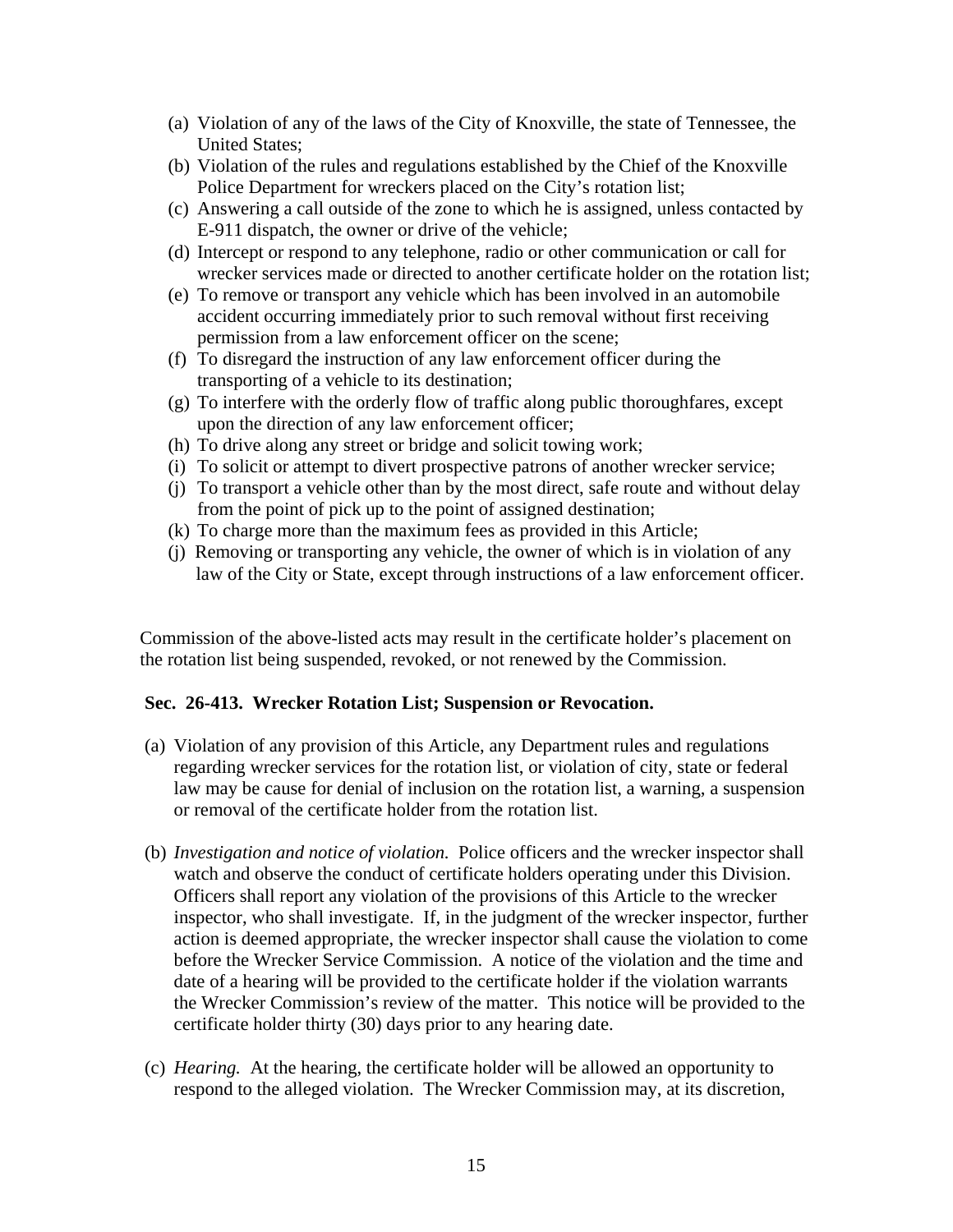(a) Violation of any of the laws of the City of Knoxville, the state of Tennessee, the United States;
(b) Violation of the rules and regulations established by the Chief of the Knoxville Police Department for wreckers placed on the City's rotation list;
(c) Answering a call outside of the zone to which he is assigned, unless contacted by E-911 dispatch, the owner or drive of the vehicle;
(d) Intercept or respond to any telephone, radio or other communication or call for wrecker services made or directed to another certificate holder on the rotation list;
(e) To remove or transport any vehicle which has been involved in an automobile accident occurring immediately prior to such removal without first receiving permission from a law enforcement officer on the scene;
(f) To disregard the instruction of any law enforcement officer during the transporting of a vehicle to its destination;
(g) To interfere with the orderly flow of traffic along public thoroughfares, except upon the direction of any law enforcement officer;
(h) To drive along any street or bridge and solicit towing work;
(i) To solicit or attempt to divert prospective patrons of another wrecker service;
(j) To transport a vehicle other than by the most direct, safe route and without delay from the point of pick up to the point of assigned destination;
(k) To charge more than the maximum fees as provided in this Article;
(j) Removing or transporting any vehicle, the owner of which is in violation of any law of the City or State, except through instructions of a law enforcement officer.

Commission of the above-listed acts may result in the certificate holder's placement on the rotation list being suspended, revoked, or not renewed by the Commission.

**Sec. 26-413. Wrecker Rotation List; Suspension or Revocation.**

(a) Violation of any provision of this Article, any Department rules and regulations regarding wrecker services for the rotation list, or violation of city, state or federal law may be cause for denial of inclusion on the rotation list, a warning, a suspension or removal of the certificate holder from the rotation list.

(b) *Investigation and notice of violation.* Police officers and the wrecker inspector shall watch and observe the conduct of certificate holders operating under this Division. Officers shall report any violation of the provisions of this Article to the wrecker inspector, who shall investigate. If, in the judgment of the wrecker inspector, further action is deemed appropriate, the wrecker inspector shall cause the violation to come before the Wrecker Service Commission. A notice of the violation and the time and date of a hearing will be provided to the certificate holder if the violation warrants the Wrecker Commission's review of the matter. This notice will be provided to the certificate holder thirty (30) days prior to any hearing date.

(c) *Hearing.* At the hearing, the certificate holder will be allowed an opportunity to respond to the alleged violation. The Wrecker Commission may, at its discretion,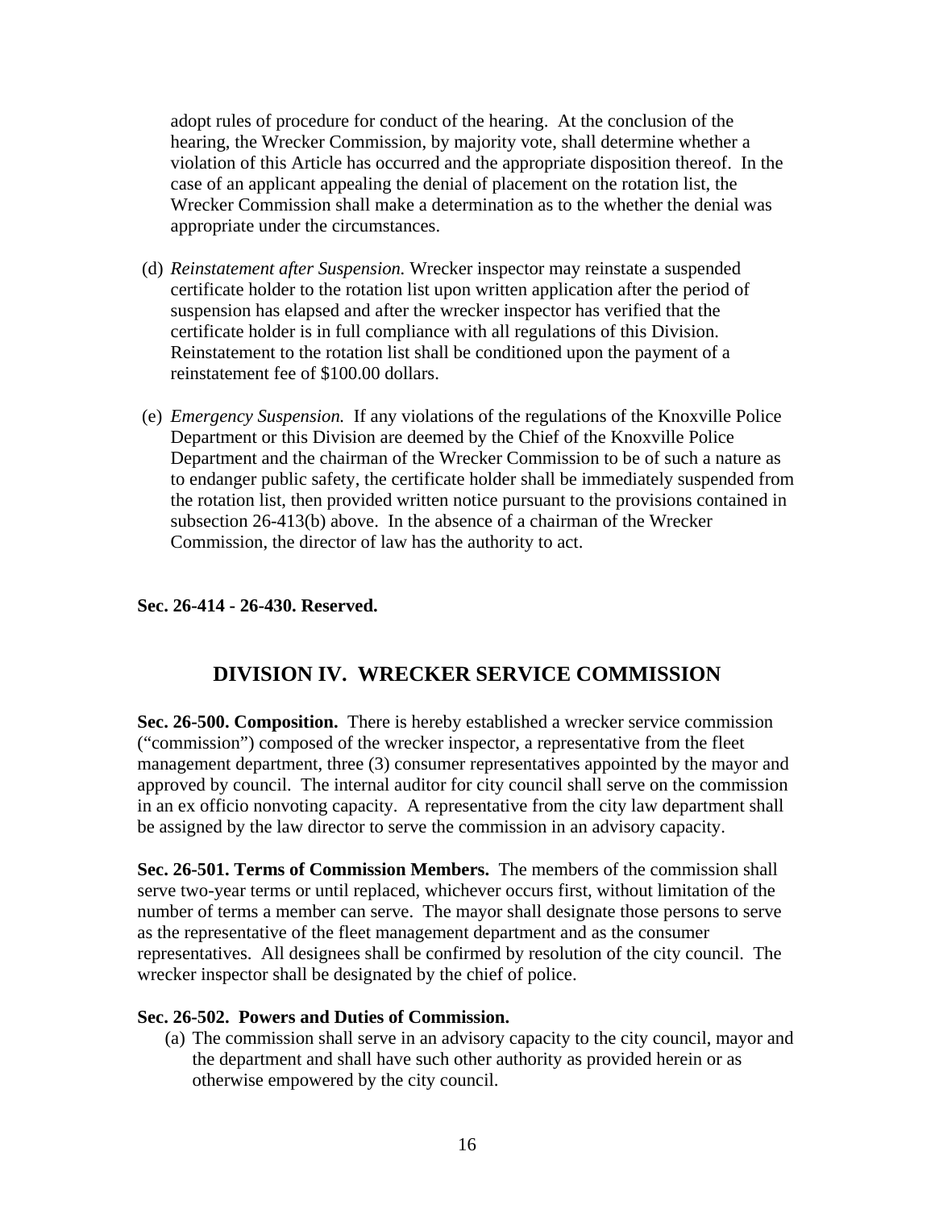adopt rules of procedure for conduct of the hearing. At the conclusion of the hearing, the Wrecker Commission, by majority vote, shall determine whether a violation of this Article has occurred and the appropriate disposition thereof. In the case of an applicant appealing the denial of placement on the rotation list, the Wrecker Commission shall make a determination as to the whether the denial was appropriate under the circumstances.

(d) *Reinstatement after Suspension.* Wrecker inspector may reinstate a suspended certificate holder to the rotation list upon written application after the period of suspension has elapsed and after the wrecker inspector has verified that the certificate holder is in full compliance with all regulations of this Division. Reinstatement to the rotation list shall be conditioned upon the payment of a reinstatement fee of $100.00 dollars.

(e) *Emergency Suspension.* If any violations of the regulations of the Knoxville Police Department or this Division are deemed by the Chief of the Knoxville Police Department and the chairman of the Wrecker Commission to be of such a nature as to endanger public safety, the certificate holder shall be immediately suspended from the rotation list, then provided written notice pursuant to the provisions contained in subsection 26-413(b) above. In the absence of a chairman of the Wrecker Commission, the director of law has the authority to act.

**Sec. 26-414 - 26-430. Reserved.**

## DIVISION IV. WRECKER SERVICE COMMISSION

**Sec. 26-500. Composition.** There is hereby established a wrecker service commission ("commission") composed of the wrecker inspector, a representative from the fleet management department, three (3) consumer representatives appointed by the mayor and approved by council. The internal auditor for city council shall serve on the commission in an ex officio nonvoting capacity. A representative from the city law department shall be assigned by the law director to serve the commission in an advisory capacity.

**Sec. 26-501. Terms of Commission Members.** The members of the commission shall serve two-year terms or until replaced, whichever occurs first, without limitation of the number of terms a member can serve. The mayor shall designate those persons to serve as the representative of the fleet management department and as the consumer representatives. All designees shall be confirmed by resolution of the city council. The wrecker inspector shall be designated by the chief of police.

**Sec. 26-502. Powers and Duties of Commission.**

(a) The commission shall serve in an advisory capacity to the city council, mayor and the department and shall have such other authority as provided herein or as otherwise empowered by the city council.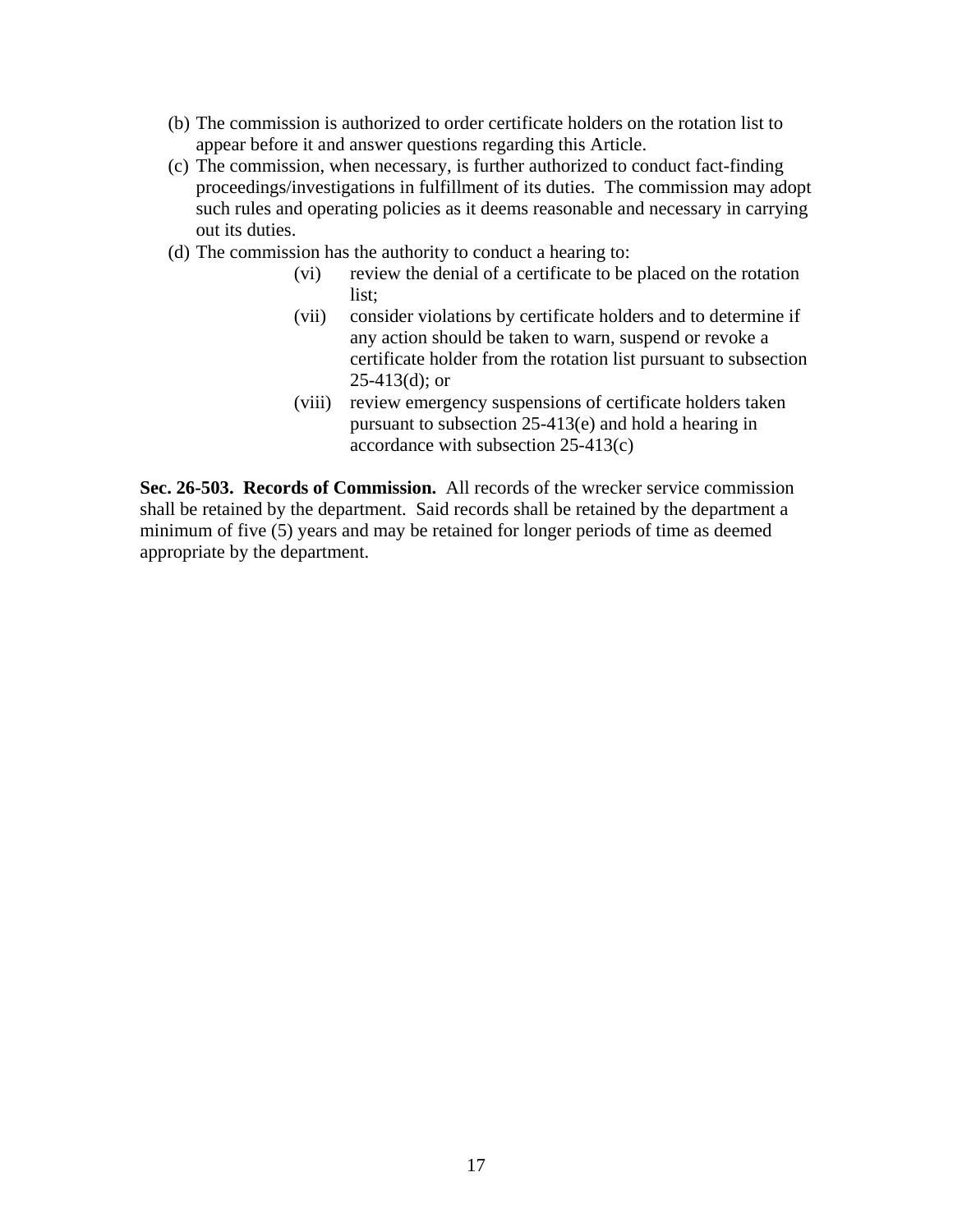(b) The commission is authorized to order certificate holders on the rotation list to appear before it and answer questions regarding this Article.

(c) The commission, when necessary, is further authorized to conduct fact-finding proceedings/investigations in fulfillment of its duties. The commission may adopt such rules and operating policies as it deems reasonable and necessary in carrying out its duties.

(d) The commission has the authority to conduct a hearing to:

 (vi) review the denial of a certificate to be placed on the rotation list;

 (vii) consider violations by certificate holders and to determine if any action should be taken to warn, suspend or revoke a certificate holder from the rotation list pursuant to subsection 25-413(d); or

 (viii) review emergency suspensions of certificate holders taken pursuant to subsection 25-413(e) and hold a hearing in accordance with subsection 25-413(c)

**Sec. 26-503. Records of Commission.** All records of the wrecker service commission shall be retained by the department. Said records shall be retained by the department a minimum of five (5) years and may be retained for longer periods of time as deemed appropriate by the department.